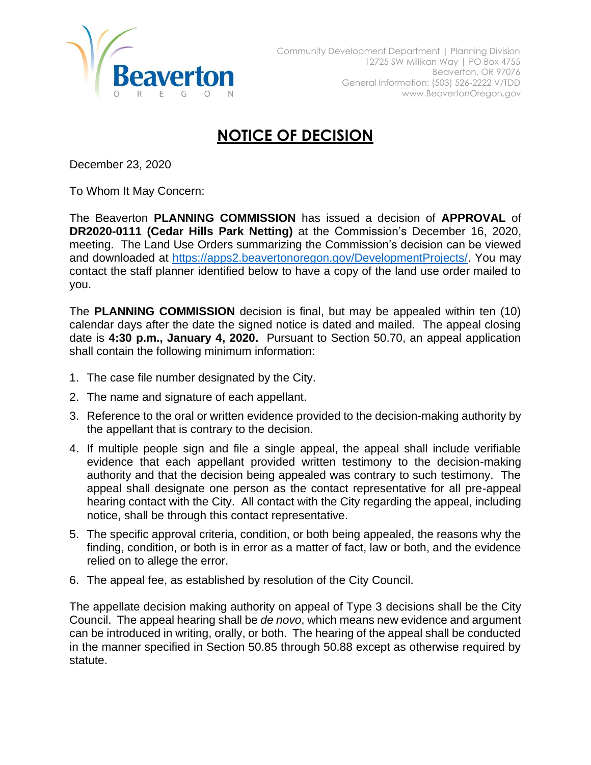Community Development Department | Planning Division
12725 SW Millikan Way | PO Box 4755
Beaverton, OR 97076
General Information: (503) 526-2222 V/TDD
www.BeavertonOregon.gov

# NOTICE OF DECISION

December 23, 2020

To Whom It May Concern:

The Beaverton **PLANNING COMMISSION** has issued a decision of **APPROVAL** of **DR2020-0111 (Cedar Hills Park Netting)** at the Commission's December 16, 2020, meeting. The Land Use Orders summarizing the Commission's decision can be viewed and downloaded at https://apps2.beavertonoregon.gov/DevelopmentProjects/. You may contact the staff planner identified below to have a copy of the land use order mailed to you.

The **PLANNING COMMISSION** decision is final, but may be appealed within ten (10) calendar days after the date the signed notice is dated and mailed. The appeal closing date is **4:30 p.m., January 4, 2020.** Pursuant to Section 50.70, an appeal application shall contain the following minimum information:

1. The case file number designated by the City.
2. The name and signature of each appellant.
3. Reference to the oral or written evidence provided to the decision-making authority by the appellant that is contrary to the decision.
4. If multiple people sign and file a single appeal, the appeal shall include verifiable evidence that each appellant provided written testimony to the decision-making authority and that the decision being appealed was contrary to such testimony. The appeal shall designate one person as the contact representative for all pre-appeal hearing contact with the City. All contact with the City regarding the appeal, including notice, shall be through this contact representative.
5. The specific approval criteria, condition, or both being appealed, the reasons why the finding, condition, or both is in error as a matter of fact, law or both, and the evidence relied on to allege the error.
6. The appeal fee, as established by resolution of the City Council.

The appellate decision making authority on appeal of Type 3 decisions shall be the City Council. The appeal hearing shall be *de novo*, which means new evidence and argument can be introduced in writing, orally, or both. The hearing of the appeal shall be conducted in the manner specified in Section 50.85 through 50.88 except as otherwise required by statute.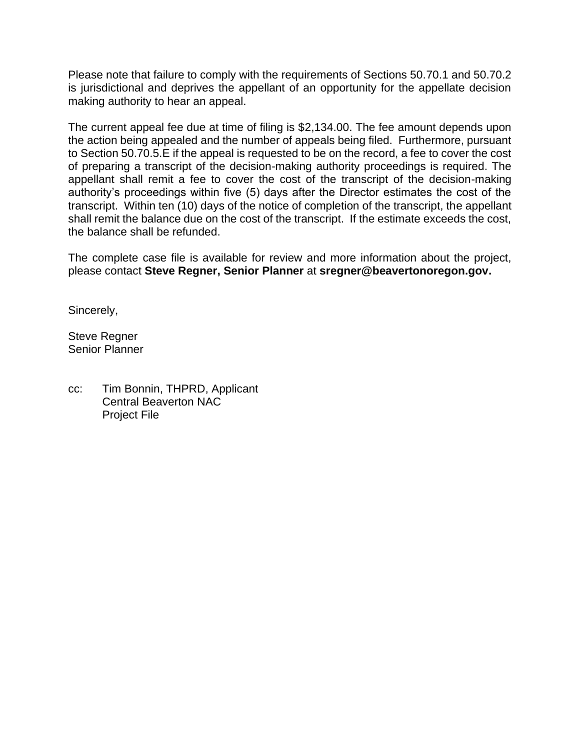Please note that failure to comply with the requirements of Sections 50.70.1 and 50.70.2 is jurisdictional and deprives the appellant of an opportunity for the appellate decision making authority to hear an appeal.

The current appeal fee due at time of filing is $2,134.00. The fee amount depends upon the action being appealed and the number of appeals being filed. Furthermore, pursuant to Section 50.70.5.E if the appeal is requested to be on the record, a fee to cover the cost of preparing a transcript of the decision-making authority proceedings is required. The appellant shall remit a fee to cover the cost of the transcript of the decision-making authority's proceedings within five (5) days after the Director estimates the cost of the transcript. Within ten (10) days of the notice of completion of the transcript, the appellant shall remit the balance due on the cost of the transcript. If the estimate exceeds the cost, the balance shall be refunded.

The complete case file is available for review and more information about the project, please contact **Steve Regner, Senior Planner** at **sregner@beavertonoregon.gov.**

Sincerely,

Steve Regner
Senior Planner

cc: Tim Bonnin, THPRD, Applicant
Central Beaverton NAC
Project File